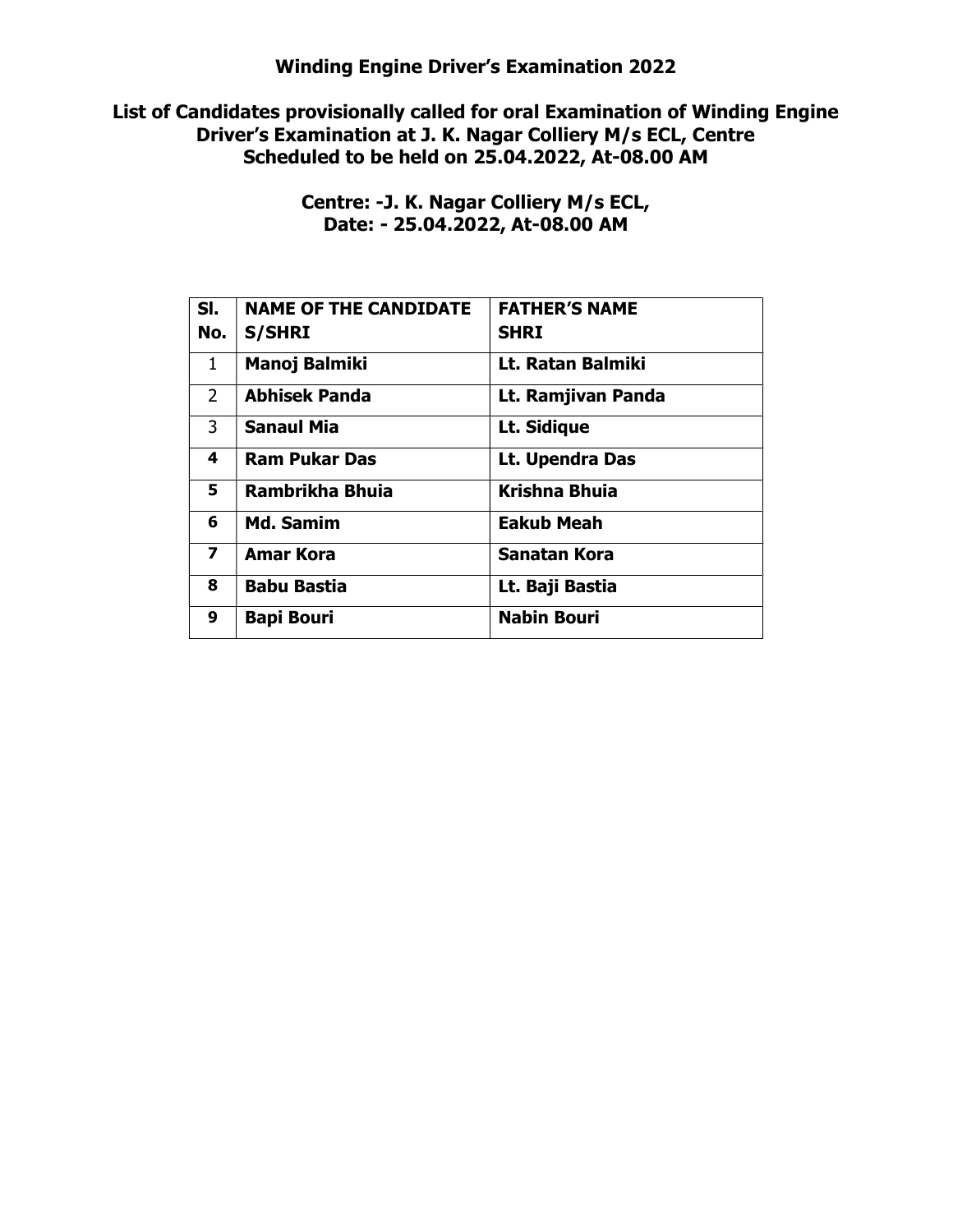## Winding Engine Driver's Examination 2022

### List of Candidates provisionally called for oral Examination of Winding Engine Driver's Examination at J. K. Nagar Colliery M/s ECL, Centre Scheduled to be held on 25.04.2022, At-08.00 AM

**Centre: -J. K. Nagar Colliery M/s ECL,**
**Date: - 25.04.2022, At-08.00 AM**

| Sl. No. | NAME OF THE CANDIDATE S/SHRI | FATHER'S NAME SHRI |
|---|---|---|
| 1 | **Manoj Balmiki** | **Lt. Ratan Balmiki** |
| 2 | **Abhisek Panda** | **Lt. Ramjivan Panda** |
| 3 | **Sanaul Mia** | **Lt. Sidique** |
| 4 | **Ram Pukar Das** | **Lt. Upendra Das** |
| 5 | **Rambrikha Bhuia** | **Krishna Bhuia** |
| 6 | **Md. Samim** | **Eakub Meah** |
| 7 | **Amar Kora** | **Sanatan Kora** |
| 8 | **Babu Bastia** | **Lt. Baji Bastia** |
| 9 | **Bapi Bouri** | **Nabin Bouri** |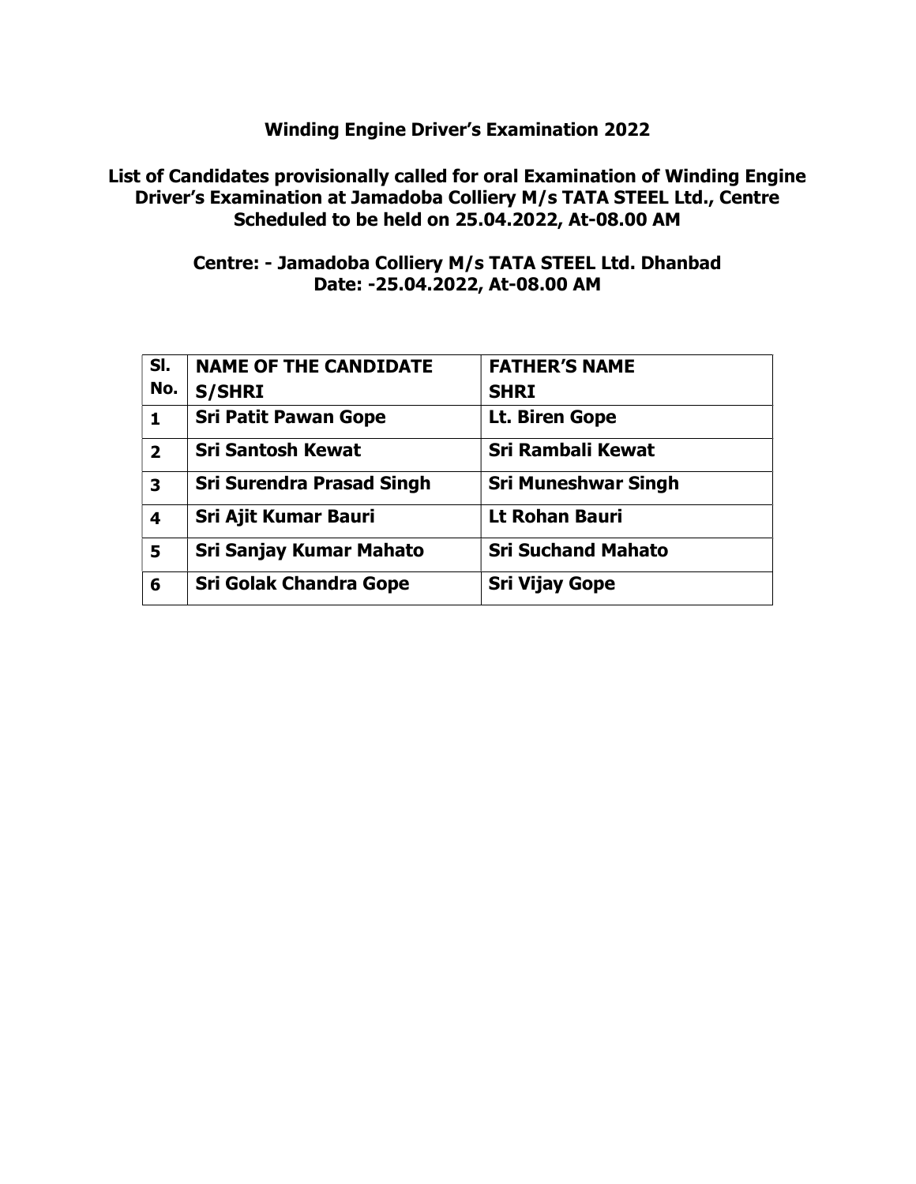**Winding Engine Driver's Examination 2022**

**List of Candidates provisionally called for oral Examination of Winding Engine Driver's Examination at Jamadoba Colliery M/s TATA STEEL Ltd., Centre Scheduled to be held on 25.04.2022, At-08.00 AM**

**Centre: - Jamadoba Colliery M/s TATA STEEL Ltd. Dhanbad**
**Date: -25.04.2022, At-08.00 AM**

| Sl. No. | NAME OF THE CANDIDATE S/SHRI | FATHER'S NAME SHRI |
|---|---|---|
| 1 | Sri Patit Pawan Gope | Lt. Biren Gope |
| 2 | Sri Santosh Kewat | Sri Rambali Kewat |
| 3 | Sri Surendra Prasad Singh | Sri Muneshwar Singh |
| 4 | Sri Ajit Kumar Bauri | Lt Rohan Bauri |
| 5 | Sri Sanjay Kumar Mahato | Sri Suchand Mahato |
| 6 | Sri Golak Chandra Gope | Sri Vijay Gope |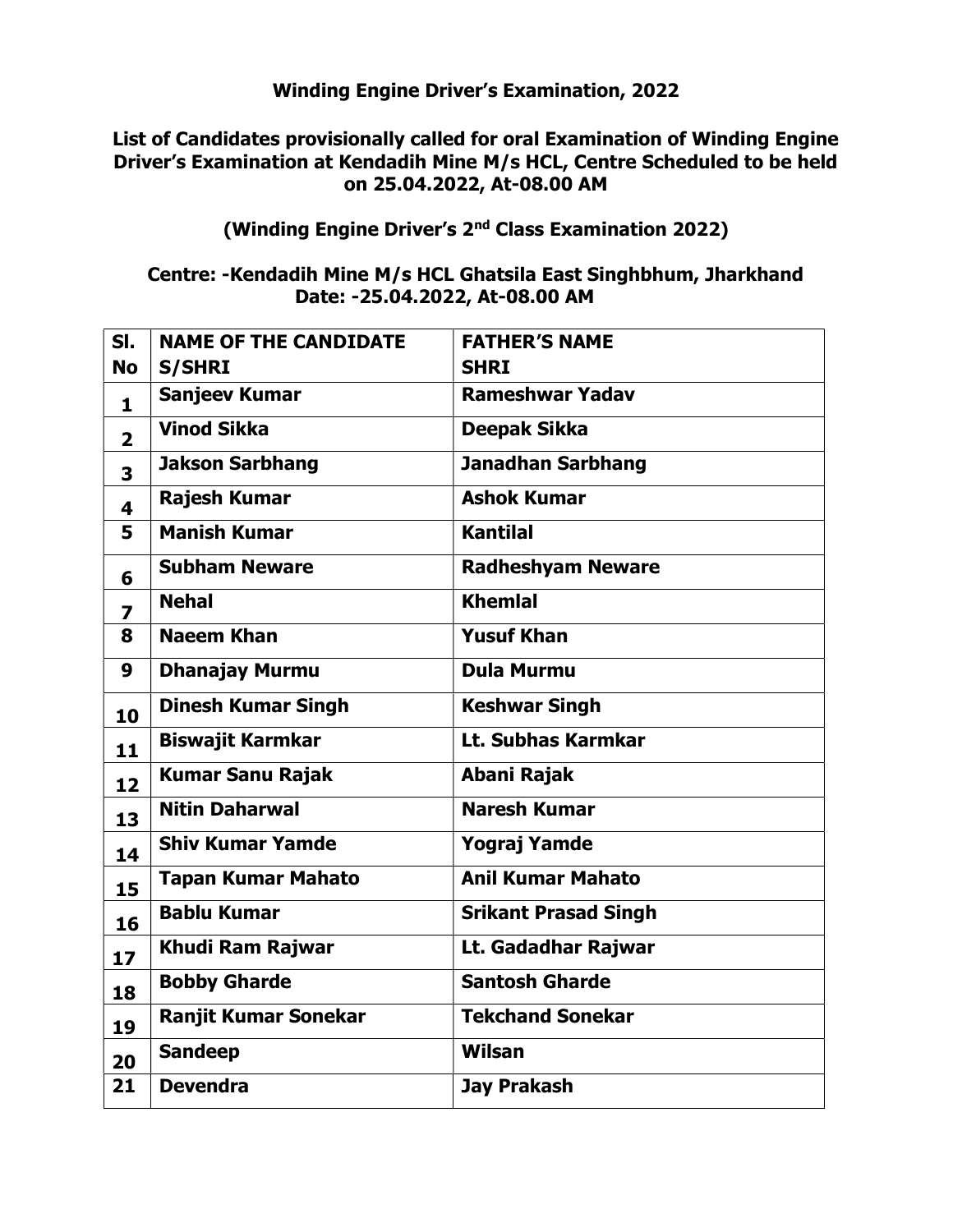**Winding Engine Driver's Examination, 2022**

**List of Candidates provisionally called for oral Examination of Winding Engine Driver's Examination at Kendadih Mine M/s HCL, Centre Scheduled to be held on 25.04.2022, At-08.00 AM**

**(Winding Engine Driver's 2nd Class Examination 2022)**

**Centre: -Kendadih Mine M/s HCL Ghatsila East Singhbhum, Jharkhand**
**Date: -25.04.2022, At-08.00 AM**

| Sl. No | NAME OF THE CANDIDATE S/SHRI | FATHER'S NAME SHRI |
|---|---|---|
| 1 | Sanjeev Kumar | Rameshwar Yadav |
| 2 | Vinod Sikka | Deepak Sikka |
| 3 | Jakson Sarbhang | Janadhan Sarbhang |
| 4 | Rajesh Kumar | Ashok Kumar |
| 5 | Manish Kumar | Kantilal |
| 6 | Subham Neware | Radheshyam Neware |
| 7 | Nehal | Khemlal |
| 8 | Naeem Khan | Yusuf Khan |
| 9 | Dhanajay Murmu | Dula Murmu |
| 10 | Dinesh Kumar Singh | Keshwar Singh |
| 11 | Biswajit Karmkar | Lt. Subhas Karmkar |
| 12 | Kumar Sanu Rajak | Abani Rajak |
| 13 | Nitin Daharwal | Naresh Kumar |
| 14 | Shiv Kumar Yamde | Yograj Yamde |
| 15 | Tapan Kumar Mahato | Anil Kumar Mahato |
| 16 | Bablu Kumar | Srikant Prasad Singh |
| 17 | Khudi Ram Rajwar | Lt. Gadadhar Rajwar |
| 18 | Bobby Gharde | Santosh Gharde |
| 19 | Ranjit Kumar Sonekar | Tekchand Sonekar |
| 20 | Sandeep | Wilsan |
| 21 | Devendra | Jay Prakash |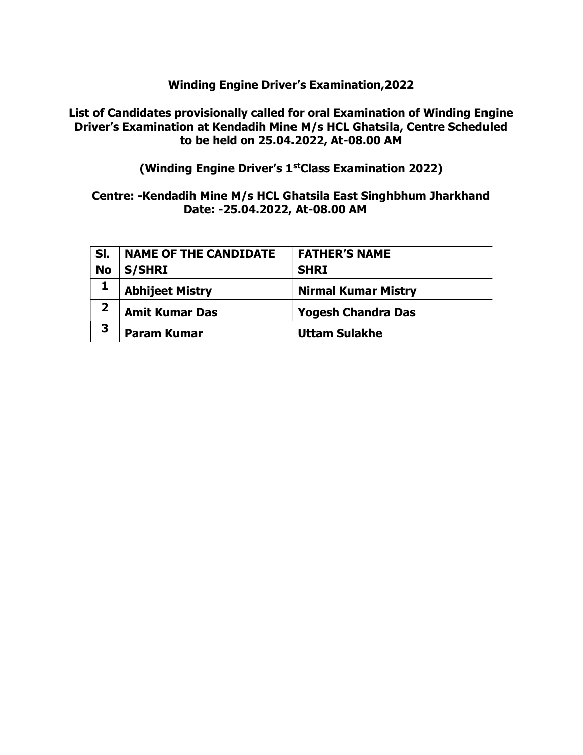# Winding Engine Driver's Examination,2022

## List of Candidates provisionally called for oral Examination of Winding Engine Driver's Examination at Kendadih Mine M/s HCL Ghatsila, Centre Scheduled to be held on 25.04.2022, At-08.00 AM

### (Winding Engine Driver's 1st Class Examination 2022)

### Centre: -Kendadih Mine M/s HCL Ghatsila East Singhbhum Jharkhand
### Date: -25.04.2022, At-08.00 AM

| Sl. No | NAME OF THE CANDIDATE S/SHRI | FATHER'S NAME SHRI |
|---|---|---|
| 1 | Abhijeet Mistry | Nirmal Kumar Mistry |
| 2 | Amit Kumar Das | Yogesh Chandra Das |
| 3 | Param Kumar | Uttam Sulakhe |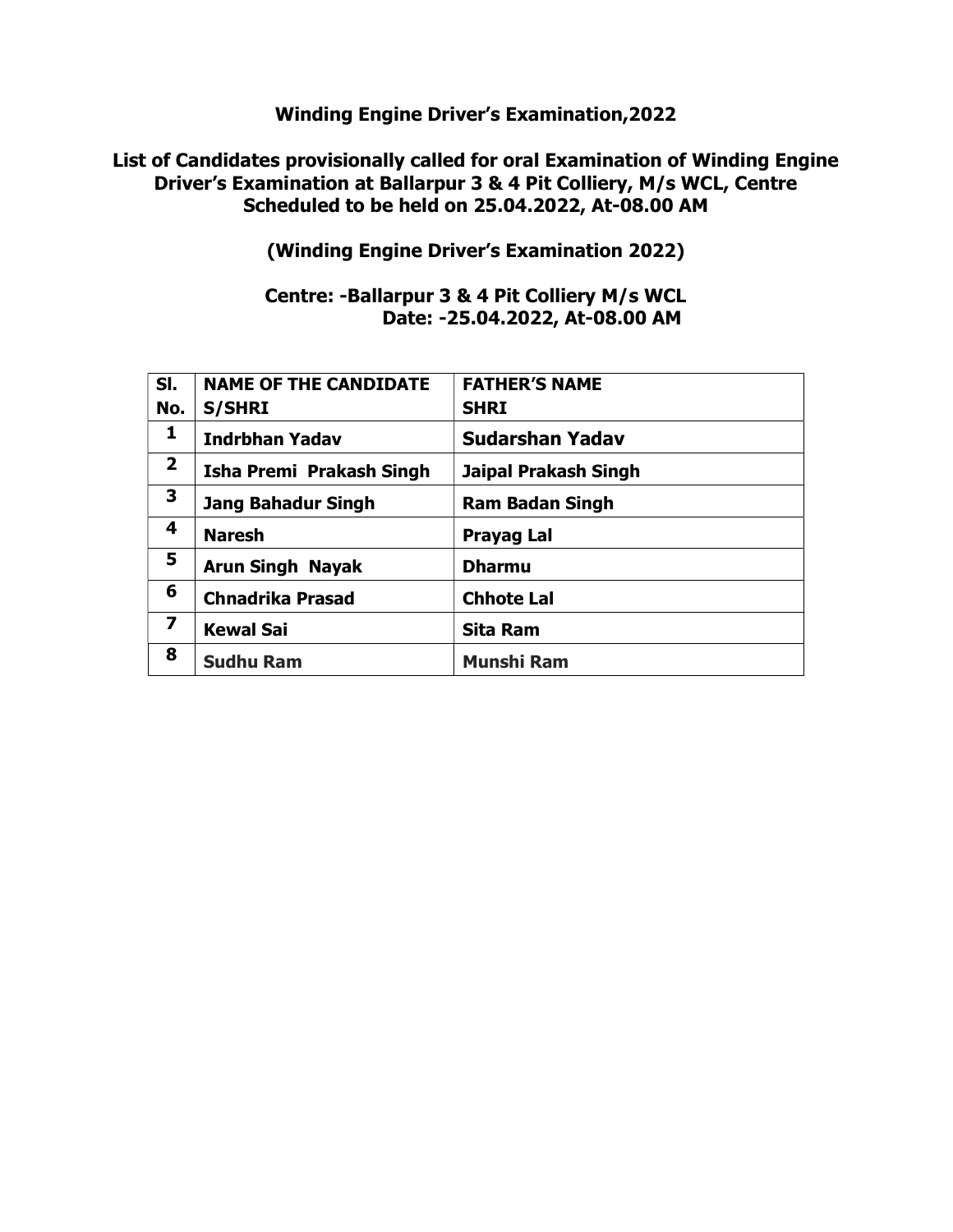**Winding Engine Driver's Examination,2022**

**List of Candidates provisionally called for oral Examination of Winding Engine Driver's Examination at Ballarpur 3 & 4 Pit Colliery, M/s WCL, Centre Scheduled to be held on 25.04.2022, At-08.00 AM**

**(Winding Engine Driver's Examination 2022)**

**Centre: -Ballarpur 3 & 4 Pit Colliery M/s WCL**
**Date: -25.04.2022, At-08.00 AM**

| Sl. No. | NAME OF THE CANDIDATE S/SHRI | FATHER'S NAME SHRI |
|---|---|---|
| 1 | Indrbhan Yadav | Sudarshan Yadav |
| 2 | Isha Premi Prakash Singh | Jaipal Prakash Singh |
| 3 | Jang Bahadur Singh | Ram Badan Singh |
| 4 | Naresh | Prayag Lal |
| 5 | Arun Singh Nayak | Dharmu |
| 6 | Chnadrika Prasad | Chhote Lal |
| 7 | Kewal Sai | Sita Ram |
| 8 | Sudhu Ram | Munshi Ram |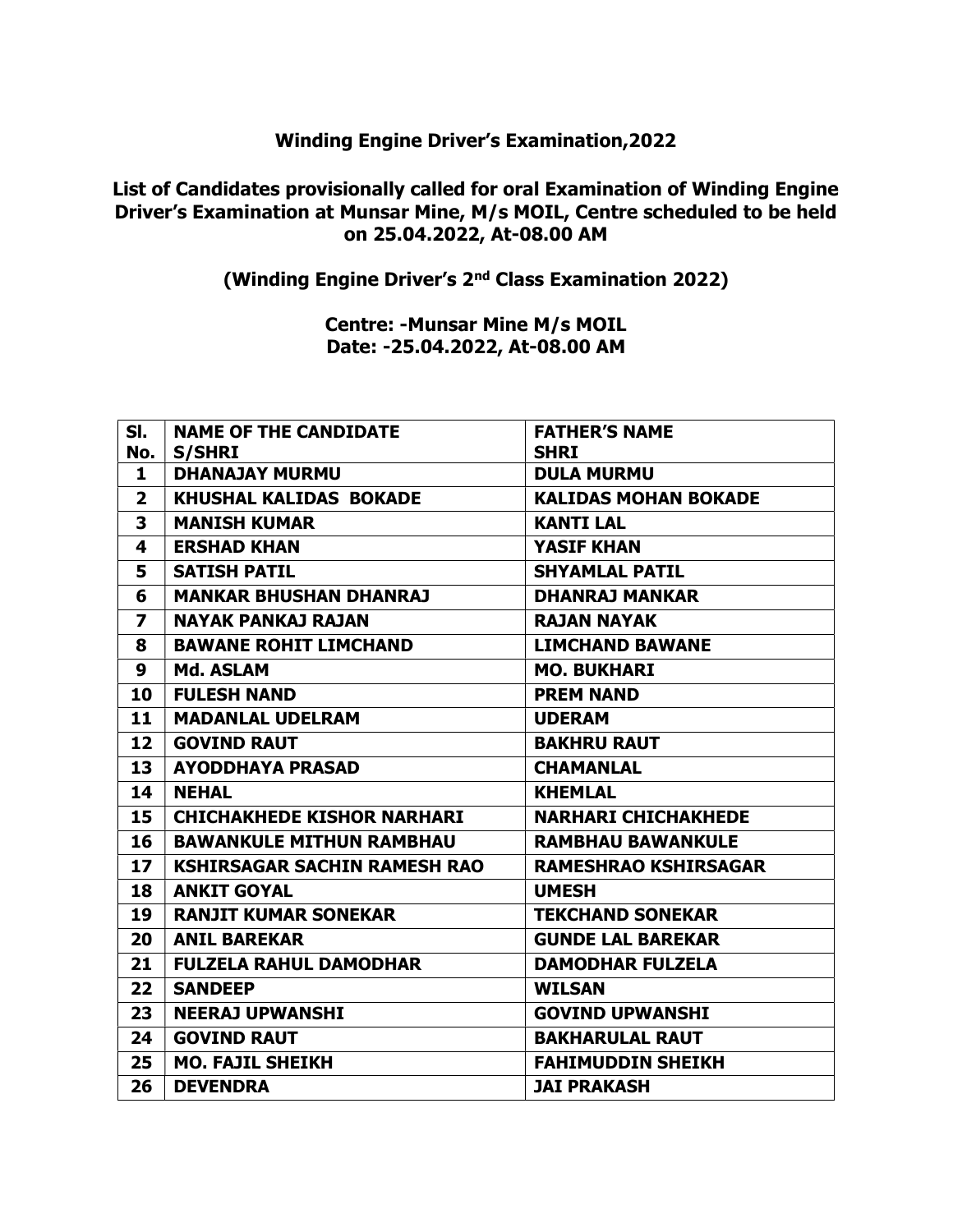**Winding Engine Driver's Examination,2022**

**List of Candidates provisionally called for oral Examination of Winding Engine Driver's Examination at Munsar Mine, M/s MOIL, Centre scheduled to be held on 25.04.2022, At-08.00 AM**

**(Winding Engine Driver's 2nd Class Examination 2022)**

**Centre: -Munsar Mine M/s MOIL**
**Date: -25.04.2022, At-08.00 AM**

| Sl. No. | NAME OF THE CANDIDATE S/SHRI | FATHER'S NAME SHRI |
|---|---|---|
| 1 | DHANAJAY MURMU | DULA MURMU |
| 2 | KHUSHAL KALIDAS BOKADE | KALIDAS MOHAN BOKADE |
| 3 | MANISH KUMAR | KANTI LAL |
| 4 | ERSHAD KHAN | YASIF KHAN |
| 5 | SATISH PATIL | SHYAMLAL PATIL |
| 6 | MANKAR BHUSHAN DHANRAJ | DHANRAJ MANKAR |
| 7 | NAYAK PANKAJ RAJAN | RAJAN NAYAK |
| 8 | BAWANE ROHIT LIMCHAND | LIMCHAND BAWANE |
| 9 | Md. ASLAM | MO. BUKHARI |
| 10 | FULESH NAND | PREM NAND |
| 11 | MADANLAL UDELRAM | UDERAM |
| 12 | GOVIND RAUT | BAKHRU RAUT |
| 13 | AYODDHAYA PRASAD | CHAMANLAL |
| 14 | NEHAL | KHEMLAL |
| 15 | CHICHAKHEDE KISHOR NARHARI | NARHARI CHICHAKHEDE |
| 16 | BAWANKULE MITHUN RAMBHAU | RAMBHAU BAWANKULE |
| 17 | KSHIRSAGAR SACHIN RAMESH RAO | RAMESHRAO KSHIRSAGAR |
| 18 | ANKIT GOYAL | UMESH |
| 19 | RANJIT KUMAR SONEKAR | TEKCHAND SONEKAR |
| 20 | ANIL BAREKAR | GUNDE LAL BAREKAR |
| 21 | FULZELA RAHUL DAMODHAR | DAMODHAR FULZELA |
| 22 | SANDEEP | WILSAN |
| 23 | NEERAJ UPWANSHI | GOVIND UPWANSHI |
| 24 | GOVIND RAUT | BAKHARULAL RAUT |
| 25 | MO. FAJIL SHEIKH | FAHIMUDDIN SHEIKH |
| 26 | DEVENDRA | JAI PRAKASH |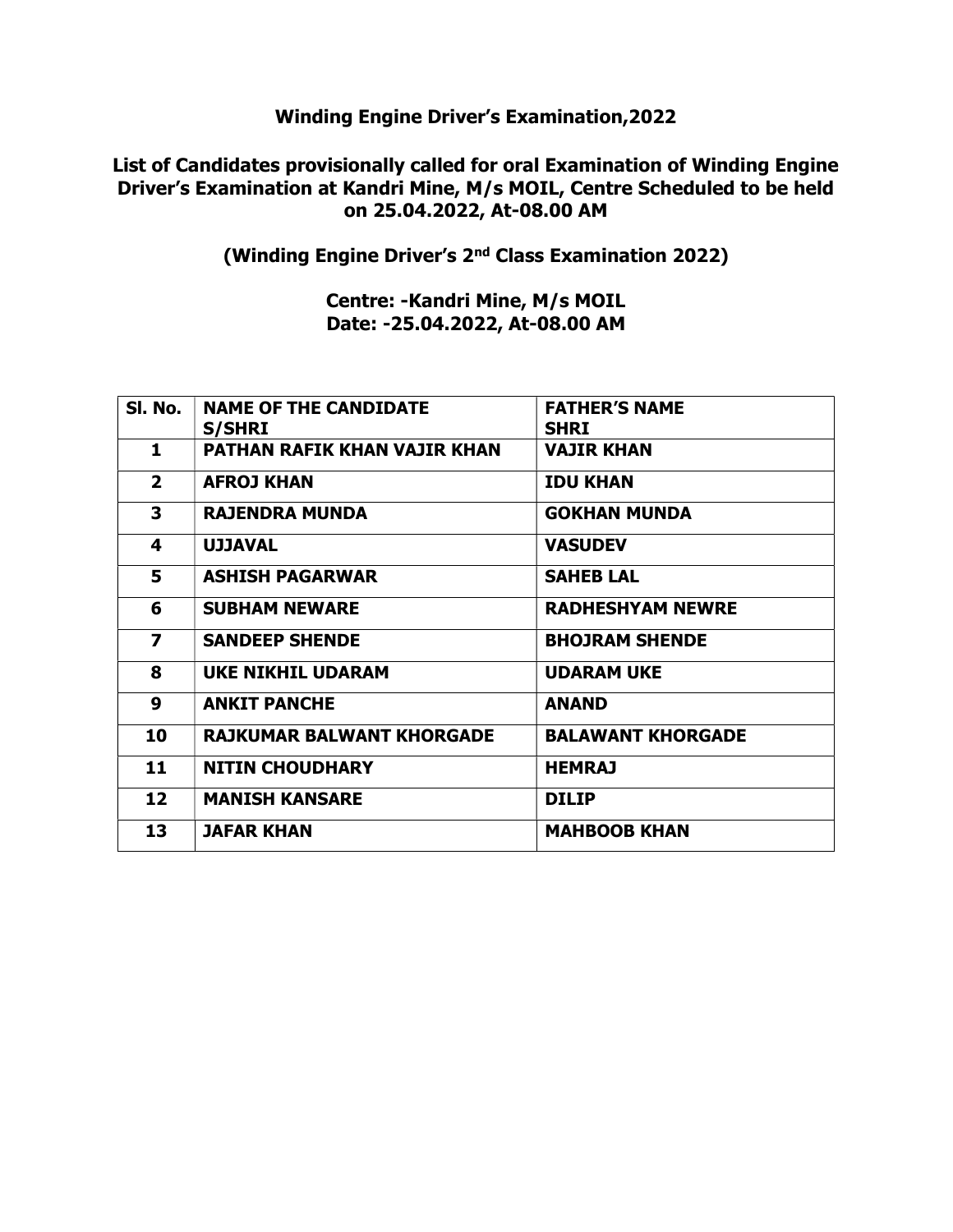**Winding Engine Driver's Examination,2022**

**List of Candidates provisionally called for oral Examination of Winding Engine Driver's Examination at Kandri Mine, M/s MOIL, Centre Scheduled to be held on 25.04.2022, At-08.00 AM**

**(Winding Engine Driver's 2nd Class Examination 2022)**

**Centre: -Kandri Mine, M/s MOIL**
**Date: -25.04.2022, At-08.00 AM**

| Sl. No. | NAME OF THE CANDIDATE S/SHRI | FATHER'S NAME SHRI |
|---|---|---|
| 1 | PATHAN RAFIK KHAN VAJIR KHAN | VAJIR KHAN |
| 2 | AFROJ KHAN | IDU KHAN |
| 3 | RAJENDRA MUNDA | GOKHAN MUNDA |
| 4 | UJJAVAL | VASUDEV |
| 5 | ASHISH PAGARWAR | SAHEB LAL |
| 6 | SUBHAM NEWARE | RADHESHYAM NEWRE |
| 7 | SANDEEP SHENDE | BHOJRAM SHENDE |
| 8 | UKE NIKHIL UDARAM | UDARAM UKE |
| 9 | ANKIT PANCHE | ANAND |
| 10 | RAJKUMAR BALWANT KHORGADE | BALAWANT KHORGADE |
| 11 | NITIN CHOUDHARY | HEMRAJ |
| 12 | MANISH KANSARE | DILIP |
| 13 | JAFAR KHAN | MAHBOOB KHAN |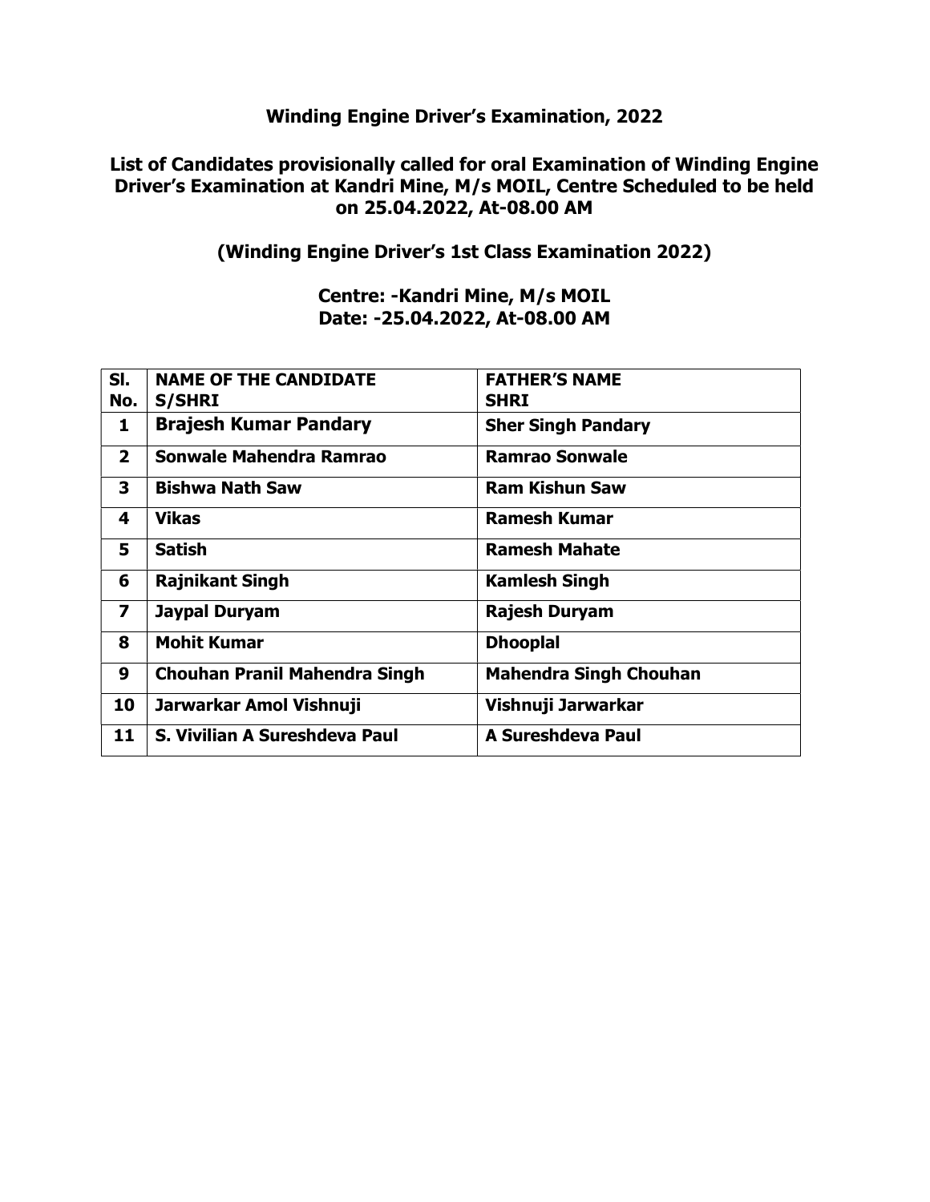## Winding Engine Driver's Examination, 2022

### List of Candidates provisionally called for oral Examination of Winding Engine Driver's Examination at Kandri Mine, M/s MOIL, Centre Scheduled to be held on 25.04.2022, At-08.00 AM

### (Winding Engine Driver's 1st Class Examination 2022)

**Centre: -Kandri Mine, M/s MOIL**
**Date: -25.04.2022, At-08.00 AM**

| Sl. No. | NAME OF THE CANDIDATE S/SHRI | FATHER'S NAME SHRI |
|---|---|---|
| 1 | Brajesh Kumar Pandary | Sher Singh Pandary |
| 2 | Sonwale Mahendra Ramrao | Ramrao Sonwale |
| 3 | Bishwa Nath Saw | Ram Kishun Saw |
| 4 | Vikas | Ramesh Kumar |
| 5 | Satish | Ramesh Mahate |
| 6 | Rajnikant Singh | Kamlesh Singh |
| 7 | Jaypal Duryam | Rajesh Duryam |
| 8 | Mohit Kumar | Dhooplal |
| 9 | Chouhan Pranil Mahendra Singh | Mahendra Singh Chouhan |
| 10 | Jarwarkar Amol Vishnuji | Vishnuji Jarwarkar |
| 11 | S. Vivilian A Sureshdeva Paul | A Sureshdeva Paul |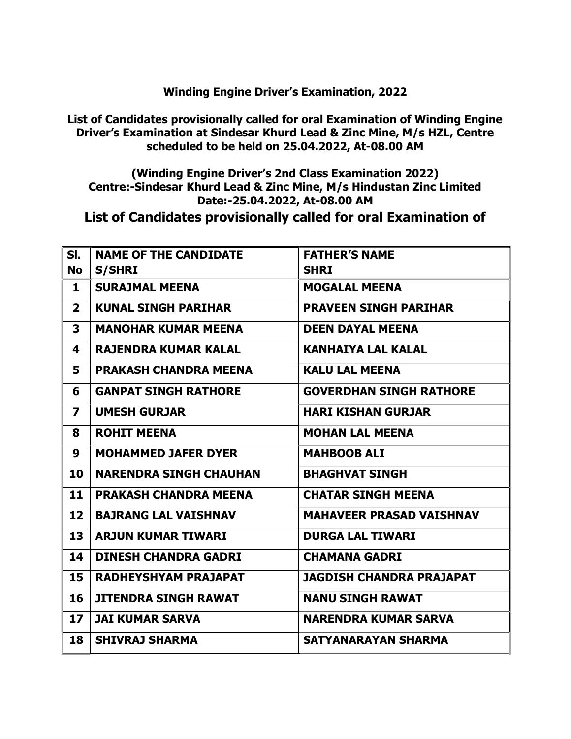**Winding Engine Driver's Examination, 2022**

**List of Candidates provisionally called for oral Examination of Winding Engine Driver's Examination at Sindesar Khurd Lead & Zinc Mine, M/s HZL, Centre scheduled to be held on 25.04.2022, At-08.00 AM**

**(Winding Engine Driver's 2nd Class Examination 2022)**
**Centre:-Sindesar Khurd Lead & Zinc Mine, M/s Hindustan Zinc Limited**
**Date:-25.04.2022, At-08.00 AM**

## List of Candidates provisionally called for oral Examination of

| Sl. No | NAME OF THE CANDIDATE S/SHRI | FATHER'S NAME SHRI |
|---|---|---|
| 1 | SURAJMAL MEENA | MOGALAL MEENA |
| 2 | KUNAL SINGH PARIHAR | PRAVEEN SINGH PARIHAR |
| 3 | MANOHAR KUMAR MEENA | DEEN DAYAL MEENA |
| 4 | RAJENDRA KUMAR KALAL | KANHAIYA LAL KALAL |
| 5 | PRAKASH CHANDRA MEENA | KALU LAL MEENA |
| 6 | GANPAT SINGH RATHORE | GOVERDHAN SINGH RATHORE |
| 7 | UMESH GURJAR | HARI KISHAN GURJAR |
| 8 | ROHIT MEENA | MOHAN LAL MEENA |
| 9 | MOHAMMED JAFER DYER | MAHBOOB ALI |
| 10 | NARENDRA SINGH CHAUHAN | BHAGHVAT SINGH |
| 11 | PRAKASH CHANDRA MEENA | CHATAR SINGH MEENA |
| 12 | BAJRANG LAL VAISHNAV | MAHAVEER PRASAD VAISHNAV |
| 13 | ARJUN KUMAR TIWARI | DURGA LAL TIWARI |
| 14 | DINESH CHANDRA GADRI | CHAMANA GADRI |
| 15 | RADHEYSHYAM PRAJAPAT | JAGDISH CHANDRA PRAJAPAT |
| 16 | JITENDRA SINGH RAWAT | NANU SINGH RAWAT |
| 17 | JAI KUMAR SARVA | NARENDRA KUMAR SARVA |
| 18 | SHIVRAJ SHARMA | SATYANARAYAN SHARMA |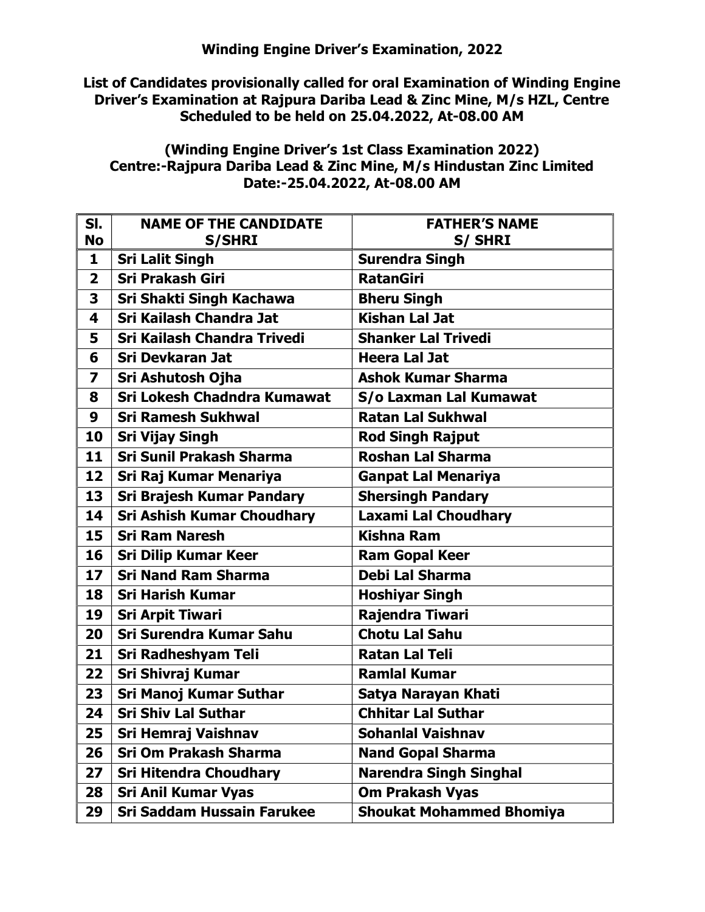**Winding Engine Driver's Examination, 2022**

**List of Candidates provisionally called for oral Examination of Winding Engine Driver's Examination at Rajpura Dariba Lead & Zinc Mine, M/s HZL, Centre Scheduled to be held on 25.04.2022, At-08.00 AM**

**(Winding Engine Driver's 1st Class Examination 2022)**
**Centre:-Rajpura Dariba Lead & Zinc Mine, M/s Hindustan Zinc Limited**
**Date:-25.04.2022, At-08.00 AM**

| Sl. No | NAME OF THE CANDIDATE S/SHRI | FATHER'S NAME S/ SHRI |
|---|---|---|
| 1 | Sri Lalit Singh | Surendra Singh |
| 2 | Sri Prakash Giri | RatanGiri |
| 3 | Sri Shakti Singh Kachawa | Bheru Singh |
| 4 | Sri Kailash Chandra Jat | Kishan Lal Jat |
| 5 | Sri Kailash Chandra Trivedi | Shanker Lal Trivedi |
| 6 | Sri Devkaran Jat | Heera Lal Jat |
| 7 | Sri Ashutosh Ojha | Ashok Kumar Sharma |
| 8 | Sri Lokesh Chadndra Kumawat | S/o Laxman Lal Kumawat |
| 9 | Sri Ramesh Sukhwal | Ratan Lal Sukhwal |
| 10 | Sri Vijay Singh | Rod Singh Rajput |
| 11 | Sri Sunil Prakash Sharma | Roshan Lal Sharma |
| 12 | Sri Raj Kumar Menariya | Ganpat Lal Menariya |
| 13 | Sri Brajesh Kumar Pandary | Shersingh Pandary |
| 14 | Sri Ashish Kumar Choudhary | Laxami Lal Choudhary |
| 15 | Sri Ram Naresh | Kishna Ram |
| 16 | Sri Dilip Kumar Keer | Ram Gopal Keer |
| 17 | Sri Nand Ram Sharma | Debi Lal Sharma |
| 18 | Sri Harish Kumar | Hoshiyar Singh |
| 19 | Sri Arpit Tiwari | Rajendra Tiwari |
| 20 | Sri Surendra Kumar Sahu | Chotu Lal Sahu |
| 21 | Sri Radheshyam Teli | Ratan Lal Teli |
| 22 | Sri Shivraj Kumar | Ramlal Kumar |
| 23 | Sri Manoj Kumar Suthar | Satya Narayan Khati |
| 24 | Sri Shiv Lal Suthar | Chhitar Lal Suthar |
| 25 | Sri Hemraj Vaishnav | Sohanlal Vaishnav |
| 26 | Sri Om Prakash Sharma | Nand Gopal Sharma |
| 27 | Sri Hitendra Choudhary | Narendra Singh Singhal |
| 28 | Sri Anil Kumar Vyas | Om Prakash Vyas |
| 29 | Sri Saddam Hussain Farukee | Shoukat Mohammed Bhomiya |